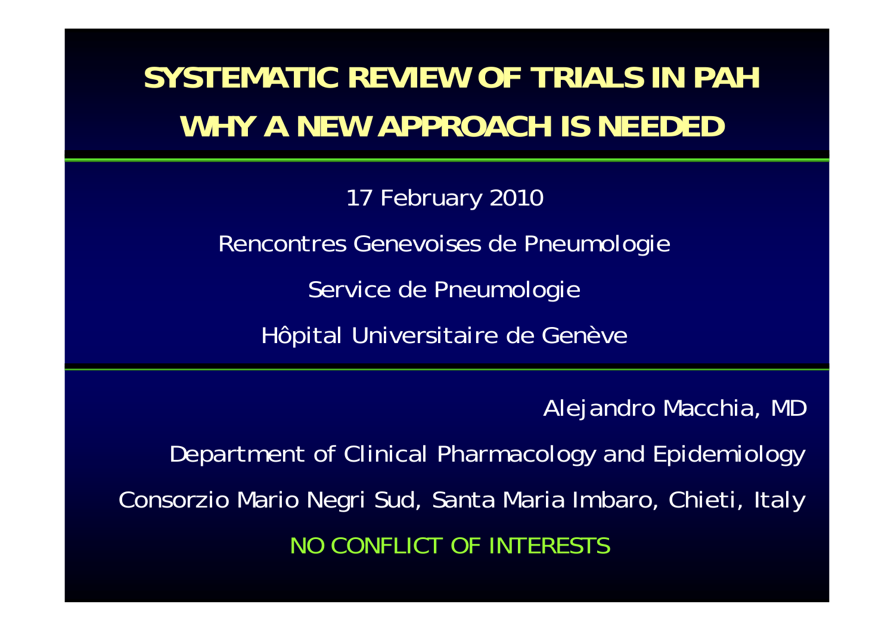# SYSTEMATIC REVIEW OF TRIALS IN PAH
# WHY A NEW APPROACH IS NEEDED

17 February 2010

Rencontres Genevoises de Pneumologie

Service de Pneumologie

Hôpital Universitaire de Genève

Alejandro Macchia, MD

Department of Clinical Pharmacology and Epidemiology

Consorzio Mario Negri Sud, Santa Maria Imbaro, Chieti, Italy

NO CONFLICT OF INTERESTS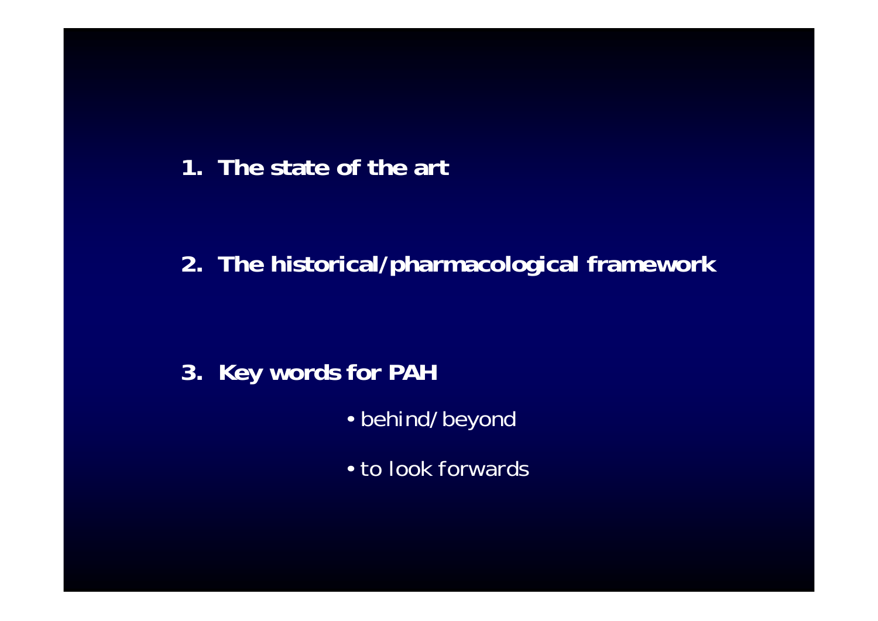1. **The state of the art**

2. **The historical/pharmacological framework**

3. **Key words for PAH**

    - behind/beyond
    - to look forwards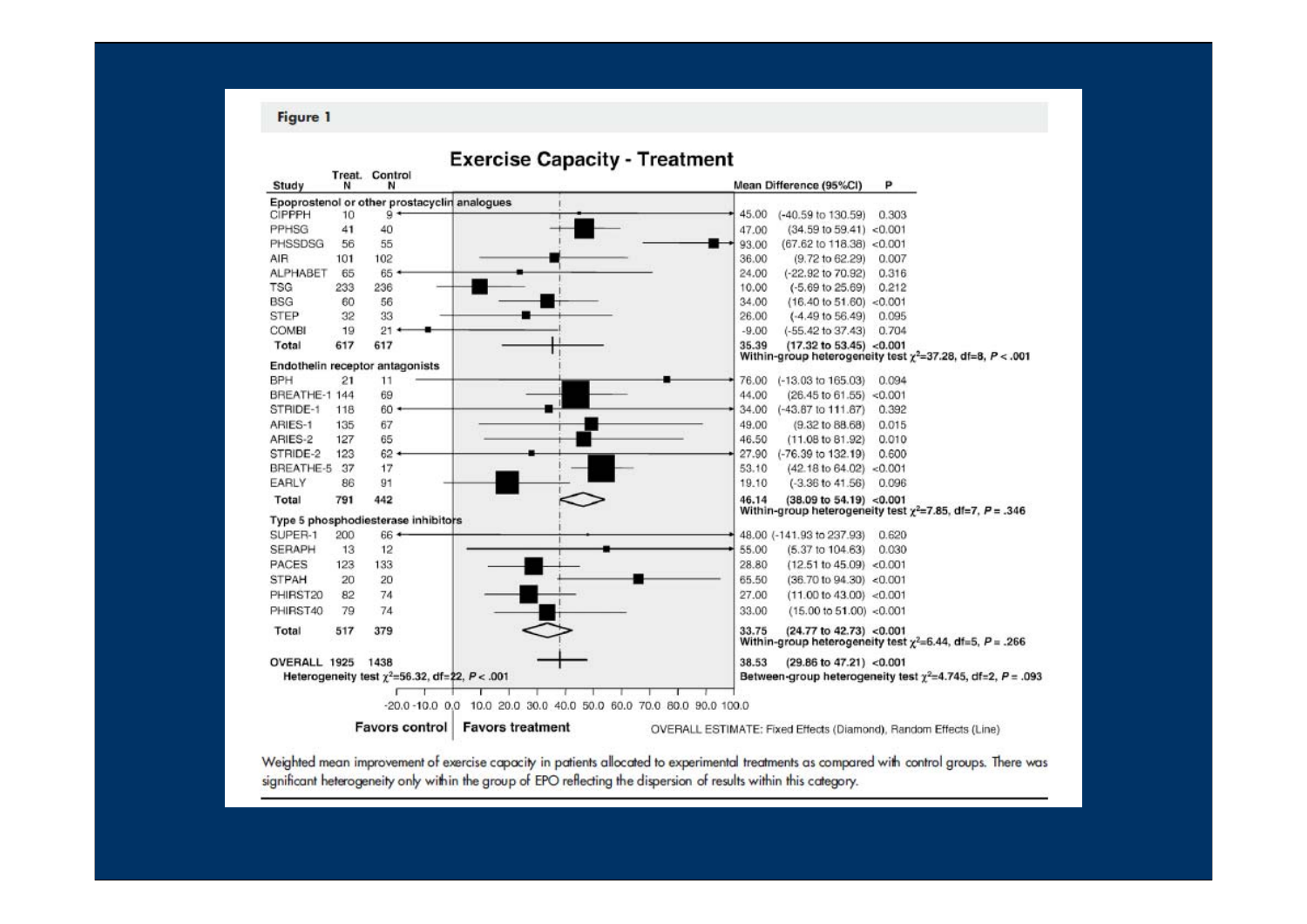**Figure 1**

## Exercise Capacity - Treatment

| Study | Treat. N | Control N | Mean Difference (95%CI) | P |
|---|---|---|---|---|
| **Epoprostenol or other prostacyclin analogues** | | | | |
| CIPPPH | 10 | 9 | 45.00 (-40.59 to 130.59) | 0.303 |
| PPHSG | 41 | 40 | 47.00 (34.59 to 59.41) | <0.001 |
| PHSSDSG | 56 | 55 | 93.00 (67.62 to 118.38) | <0.001 |
| AIR | 101 | 102 | 36.00 (9.72 to 62.29) | 0.007 |
| ALPHABET | 65 | 65 | 24.00 (-22.92 to 70.92) | 0.316 |
| TSG | 233 | 236 | 10.00 (-5.69 to 25.69) | 0.212 |
| BSG | 60 | 56 | 34.00 (16.40 to 51.60) | <0.001 |
| STEP | 32 | 33 | 26.00 (-4.49 to 56.49) | 0.095 |
| COMBI | 19 | 21 | -9.00 (-55.42 to 37.43) | 0.704 |
| **Total** | **617** | **617** | **35.39 (17.32 to 53.45)** | **<0.001** |
| | | | Within-group heterogeneity test $\chi^2$=37.28, df=8, $P < .001$ | |
| **Endothelin receptor antagonists** | | | | |
| BPH | 21 | 11 | 76.00 (-13.03 to 165.03) | 0.094 |
| BREATHE-1 | 144 | 69 | 44.00 (26.45 to 61.55) | <0.001 |
| STRIDE-1 | 118 | 60 | 34.00 (-43.87 to 111.67) | 0.392 |
| ARIES-1 | 135 | 67 | 49.00 (9.32 to 88.68) | 0.015 |
| ARIES-2 | 127 | 65 | 46.50 (11.08 to 81.92) | 0.010 |
| STRIDE-2 | 123 | 62 | 27.90 (-76.39 to 132.19) | 0.600 |
| BREATHE-5 | 37 | 17 | 53.10 (42.18 to 64.02) | <0.001 |
| EARLY | 86 | 91 | 19.10 (-3.36 to 41.56) | 0.096 |
| **Total** | **791** | **442** | **46.14 (38.09 to 54.19)** | **<0.001** |
| | | | Within-group heterogeneity test $\chi^2$=7.85, df=7, $P = .346$ | |
| **Type 5 phosphodiesterase inhibitors** | | | | |
| SUPER-1 | 200 | 66 | 48.00 (-141.93 to 237.93) | 0.620 |
| SERAPH | 13 | 12 | 55.00 (5.37 to 104.63) | 0.030 |
| PACES | 123 | 133 | 28.80 (12.51 to 45.09) | <0.001 |
| STPAH | 20 | 20 | 65.50 (36.70 to 94.30) | <0.001 |
| PHIRST20 | 82 | 74 | 27.00 (11.00 to 43.00) | <0.001 |
| PHIRST40 | 79 | 74 | 33.00 (15.00 to 51.00) | <0.001 |
| **Total** | **517** | **379** | **33.75 (24.77 to 42.73)** | **<0.001** |
| | | | Within-group heterogeneity test $\chi^2$=6.44, df=5, $P = .266$ | |
| **OVERALL** | **1925** | **1438** | **38.53 (29.86 to 47.21)** | **<0.001** |
| Heterogeneity test $\chi^2$=56.32, df=22, $P < .001$ | | | Between-group heterogeneity test $\chi^2$=4.745, df=2, $P = .093$ | |

-20.0 -10.0 0.0 10.0 20.0 30.0 40.0 50.0 60.0 70.0 80.0 90.0 100.0

**Favors control** | **Favors treatment**

OVERALL ESTIMATE: Fixed Effects (Diamond), Random Effects (Line)

Weighted mean improvement of exercise capacity in patients allocated to experimental treatments as compared with control groups. There was significant heterogeneity only within the group of EPO reflecting the dispersion of results within this category.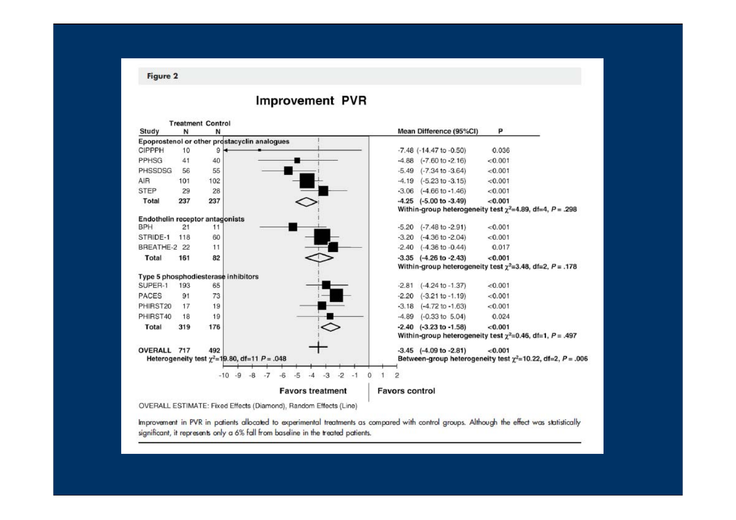**Figure 2**

## Improvement PVR

| Study | Treatment N | Control N | Mean Difference (95%CI) | P |
|---|---|---|---|---|
| **Epoprostenol or other prostacyclin analogues** | | | | |
| CIPPPH | 10 | 9 | -7.48 (-14.47 to -0.50) | 0.036 |
| PPHSG | 41 | 40 | -4.88 (-7.60 to -2.16) | <0.001 |
| PHSSDSG | 56 | 55 | -5.49 (-7.34 to -3.64) | <0.001 |
| AIR | 101 | 102 | -4.19 (-5.23 to -3.15) | <0.001 |
| STEP | 29 | 28 | -3.06 (-4.66 to -1.46) | <0.001 |
| **Total** | **237** | **237** | **-4.25 (-5.00 to -3.49)** | **<0.001** |
| | | | Within-group heterogeneity test $\chi^2$=4.89, df=4, $P$ = .298 | |
| **Endothelin receptor antagonists** | | | | |
| BPH | 21 | 11 | -5.20 (-7.48 to -2.91) | <0.001 |
| STRIDE-1 | 118 | 60 | -3.20 (-4.36 to -2.04) | <0.001 |
| BREATHE-2 | 22 | 11 | -2.40 (-4.36 to -0.44) | 0.017 |
| **Total** | **161** | **82** | **-3.35 (-4.26 to -2.43)** | **<0.001** |
| | | | Within-group heterogeneity test $\chi^2$=3.48, df=2, $P$ = .178 | |
| **Type 5 phosphodiesterase inhibitors** | | | | |
| SUPER-1 | 193 | 65 | -2.81 (-4.24 to -1.37) | <0.001 |
| PACES | 91 | 73 | -2.20 (-3.21 to -1.19) | <0.001 |
| PHIRST20 | 17 | 19 | -3.18 (-4.72 to -1.63) | <0.001 |
| PHIRST40 | 18 | 19 | -4.89 (-0.33 to 5.04) | 0.024 |
| **Total** | **319** | **176** | **-2.40 (-3.23 to -1.58)** | **<0.001** |
| | | | Within-group heterogeneity test $\chi^2$=0.46, df=1, $P$ = .497 | |
| **OVERALL** | **717** | **492** | **-3.45 (-4.09 to -2.81)** | **<0.001** |
| Heterogeneity test $\chi^2$=19.80, df=11 $P$ = .048 | | | Between-group heterogeneity test $\chi^2$=10.22, df=2, $P$ = .006 | |

Axis: -10 to 2 — **Favors treatment** | **Favors control**

OVERALL ESTIMATE: Fixed Effects (Diamond), Random Effects (Line)

Improvement in PVR in patients allocated to experimental treatments as compared with control groups. Although the effect was statistically significant, it represents only a 6% fall from baseline in the treated patients.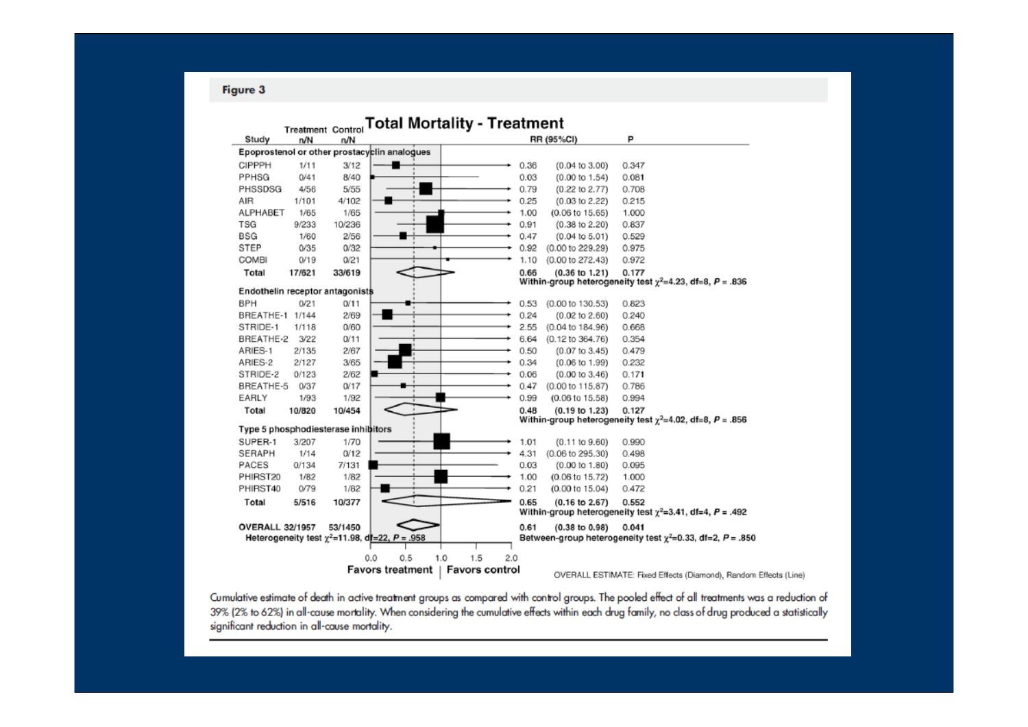**Figure 3**

## Total Mortality - Treatment

| Study | Treatment n/N | Control n/N | RR (95%CI) | | P |
|---|---|---|---|---|---|
| **Epoprostenol or other prostacyclin analogues** | | | | | |
| CIPPPH | 1/11 | 3/12 | 0.36 | (0.04 to 3.00) | 0.347 |
| PPHSG | 0/41 | 8/40 | 0.03 | (0.00 to 1.54) | 0.081 |
| PHSSDSG | 4/56 | 5/55 | 0.79 | (0.22 to 2.77) | 0.708 |
| AIR | 1/101 | 4/102 | 0.25 | (0.03 to 2.22) | 0.215 |
| ALPHABET | 1/65 | 1/65 | 1.00 | (0.06 to 15.65) | 1.000 |
| TSG | 9/233 | 10/236 | 0.91 | (0.38 to 2.20) | 0.837 |
| BSG | 1/60 | 2/56 | 0.47 | (0.04 to 5.01) | 0.529 |
| STEP | 0/35 | 0/32 | 0.92 | (0.00 to 229.29) | 0.975 |
| COMBI | 0/19 | 0/21 | 1.10 | (0.00 to 272.43) | 0.972 |
| **Total** | **17/621** | **33/619** | **0.66** | **(0.36 to 1.21)** | **0.177** |
| | | | Within-group heterogeneity test $\chi^2$=4.23, df=8, $P$ = .836 | | |
| **Endothelin receptor antagonists** | | | | | |
| BPH | 0/21 | 0/11 | 0.53 | (0.00 to 130.53) | 0.823 |
| BREATHE-1 | 1/144 | 2/69 | 0.24 | (0.02 to 2.60) | 0.240 |
| STRIDE-1 | 1/118 | 0/60 | 2.55 | (0.04 to 184.96) | 0.668 |
| BREATHE-2 | 3/22 | 0/11 | 6.64 | (0.12 to 364.76) | 0.354 |
| ARIES-1 | 2/135 | 2/67 | 0.50 | (0.07 to 3.45) | 0.479 |
| ARIES-2 | 2/127 | 3/65 | 0.34 | (0.06 to 1.99) | 0.232 |
| STRIDE-2 | 0/123 | 2/62 | 0.06 | (0.00 to 3.46) | 0.171 |
| BREATHE-5 | 0/37 | 0/17 | 0.47 | (0.00 to 115.87) | 0.786 |
| EARLY | 1/93 | 1/92 | 0.99 | (0.06 to 15.58) | 0.994 |
| **Total** | **10/820** | **10/454** | **0.48** | **(0.19 to 1.23)** | **0.127** |
| | | | Within-group heterogeneity test $\chi^2$=4.02, df=8, $P$ = .856 | | |
| **Type 5 phosphodiesterase inhibitors** | | | | | |
| SUPER-1 | 3/207 | 1/70 | 1.01 | (0.11 to 9.60) | 0.990 |
| SERAPH | 1/14 | 0/12 | 4.31 | (0.06 to 295.30) | 0.498 |
| PACES | 0/134 | 7/131 | 0.03 | (0.00 to 1.80) | 0.095 |
| PHIRST20 | 1/82 | 1/82 | 1.00 | (0.06 to 15.72) | 1.000 |
| PHIRST40 | 0/79 | 1/82 | 0.21 | (0.00 to 15.04) | 0.472 |
| **Total** | **5/516** | **10/377** | **0.65** | **(0.16 to 2.67)** | **0.552** |
| | | | Within-group heterogeneity test $\chi^2$=3.41, df=4, $P$ = .492 | | |
| **OVERALL** | **32/1957** | **53/1450** | **0.61** | **(0.38 to 0.98)** | **0.041** |
| Heterogeneity test $\chi^2$=11.98, df=22, $P$ = .958 | | | Between-group heterogeneity test $\chi^2$=0.33, df=2, $P$ = .850 | | |

Axis: 0.0, 0.5, 1.0, 1.5, 2.0 — **Favors treatment | Favors control**

OVERALL ESTIMATE: Fixed Effects (Diamond), Random Effects (Line)

Cumulative estimate of death in active treatment groups as compared with control groups. The pooled effect of all treatments was a reduction of 39% (2% to 62%) in all-cause mortality. When considering the cumulative effects within each drug family, no class of drug produced a statistically significant reduction in all-cause mortality.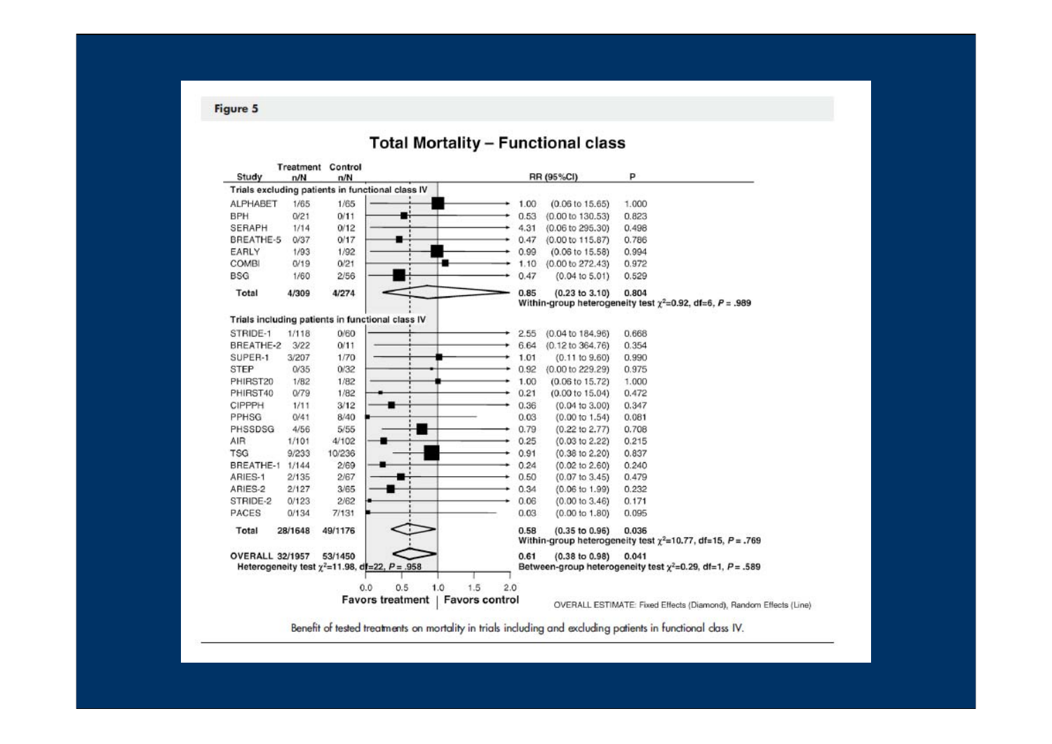**Figure 5**

## Total Mortality – Functional class

| Study | Treatment n/N | Control n/N | RR (95%CI) | | P |
|---|---|---|---|---|---|
| **Trials excluding patients in functional class IV** | | | | | |
| ALPHABET | 1/65 | 1/65 | 1.00 | (0.06 to 15.65) | 1.000 |
| BPH | 0/21 | 0/11 | 0.53 | (0.00 to 130.53) | 0.823 |
| SERAPH | 1/14 | 0/12 | 4.31 | (0.06 to 295.30) | 0.498 |
| BREATHE-5 | 0/37 | 0/17 | 0.47 | (0.00 to 115.87) | 0.786 |
| EARLY | 1/93 | 1/92 | 0.99 | (0.06 to 15.58) | 0.994 |
| COMBI | 0/19 | 0/21 | 1.10 | (0.00 to 272.43) | 0.972 |
| BSG | 1/60 | 2/56 | 0.47 | (0.04 to 5.01) | 0.529 |
| **Total** | **4/309** | **4/274** | **0.85** | **(0.23 to 3.10)** | **0.804** |
| Within-group heterogeneity test $\chi^2$=0.92, df=6, $P$ = .989 | | | | | |
| **Trials including patients in functional class IV** | | | | | |
| STRIDE-1 | 1/118 | 0/60 | 2.55 | (0.04 to 184.96) | 0.668 |
| BREATHE-2 | 3/22 | 0/11 | 6.64 | (0.12 to 364.76) | 0.354 |
| SUPER-1 | 3/207 | 1/70 | 1.01 | (0.11 to 9.60) | 0.990 |
| STEP | 0/35 | 0/32 | 0.92 | (0.00 to 229.29) | 0.975 |
| PHIRST20 | 1/82 | 1/82 | 1.00 | (0.06 to 15.72) | 1.000 |
| PHIRST40 | 0/79 | 1/82 | 0.21 | (0.00 to 15.04) | 0.472 |
| CIPPPH | 1/11 | 3/12 | 0.36 | (0.04 to 3.00) | 0.347 |
| PPHSG | 0/41 | 8/40 | 0.03 | (0.00 to 1.54) | 0.081 |
| PHSSDSG | 4/56 | 5/55 | 0.79 | (0.22 to 2.77) | 0.708 |
| AIR | 1/101 | 4/102 | 0.25 | (0.03 to 2.22) | 0.215 |
| TSG | 9/233 | 10/236 | 0.91 | (0.38 to 2.20) | 0.837 |
| BREATHE-1 | 1/144 | 2/69 | 0.24 | (0.02 to 2.60) | 0.240 |
| ARIES-1 | 2/135 | 2/67 | 0.50 | (0.07 to 3.45) | 0.479 |
| ARIES-2 | 2/127 | 3/65 | 0.34 | (0.06 to 1.99) | 0.232 |
| STRIDE-2 | 0/123 | 2/62 | 0.06 | (0.00 to 3.46) | 0.171 |
| PACES | 0/134 | 7/131 | 0.03 | (0.00 to 1.80) | 0.095 |
| **Total** | **28/1648** | **49/1176** | **0.58** | **(0.35 to 0.96)** | **0.036** |
| Within-group heterogeneity test $\chi^2$=10.77, df=15, $P$ = .769 | | | | | |
| **OVERALL** | **32/1957** | **53/1450** | **0.61** | **(0.38 to 0.98)** | **0.041** |
| Heterogeneity test $\chi^2$=11.98, df=22, $P$ = .958 | | | Between-group heterogeneity test $\chi^2$=0.29, df=1, $P$ = .589 | | |

Favors treatment | Favors control

OVERALL ESTIMATE: Fixed Effects (Diamond), Random Effects (Line)

Benefit of tested treatments on mortality in trials including and excluding patients in functional class IV.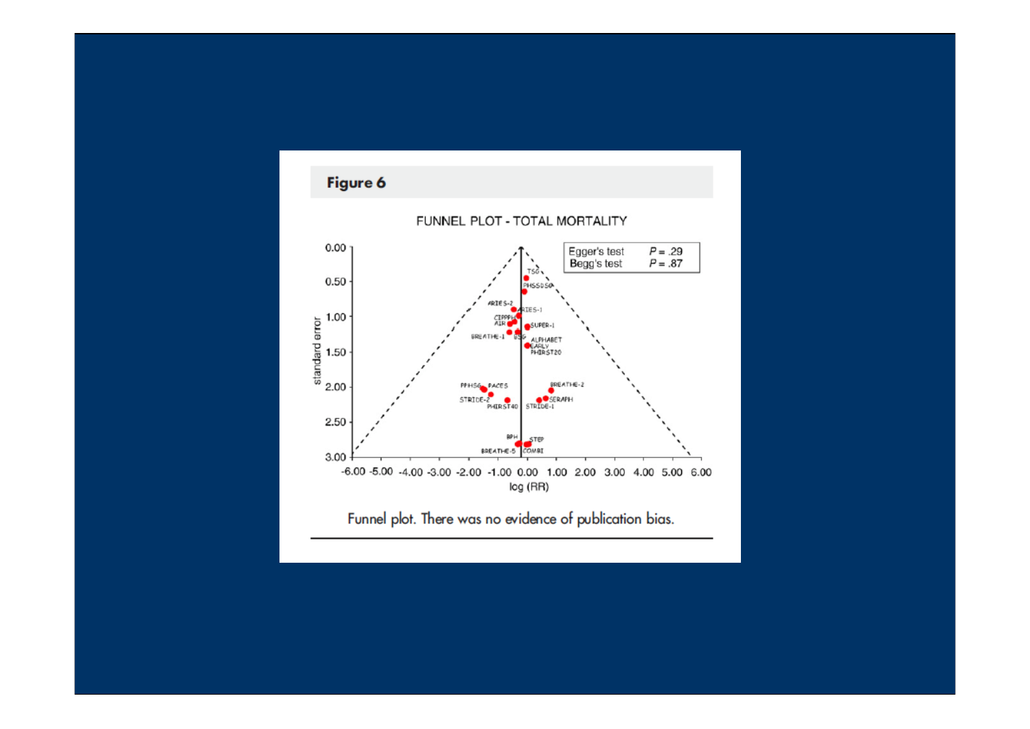## Figure 6

FUNNEL PLOT - TOTAL MORTALITY

| | |
|---|---|
| Egger's test | $P = .29$ |
| Begg's test | $P = .87$ |

Funnel plot. There was no evidence of publication bias.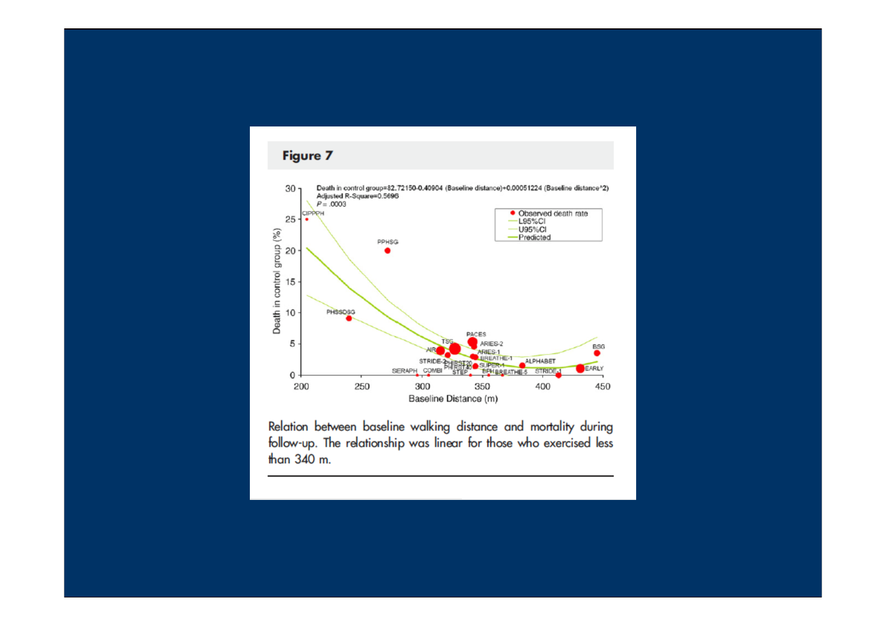## Figure 7

Death in control group=82.72150-0.40904 (Baseline distance)+0.00051224 (Baseline distance^2)
Adjusted R-Square=0.5696
$P$ = .0003

Relation between baseline walking distance and mortality during follow-up. The relationship was linear for those who exercised less than 340 m.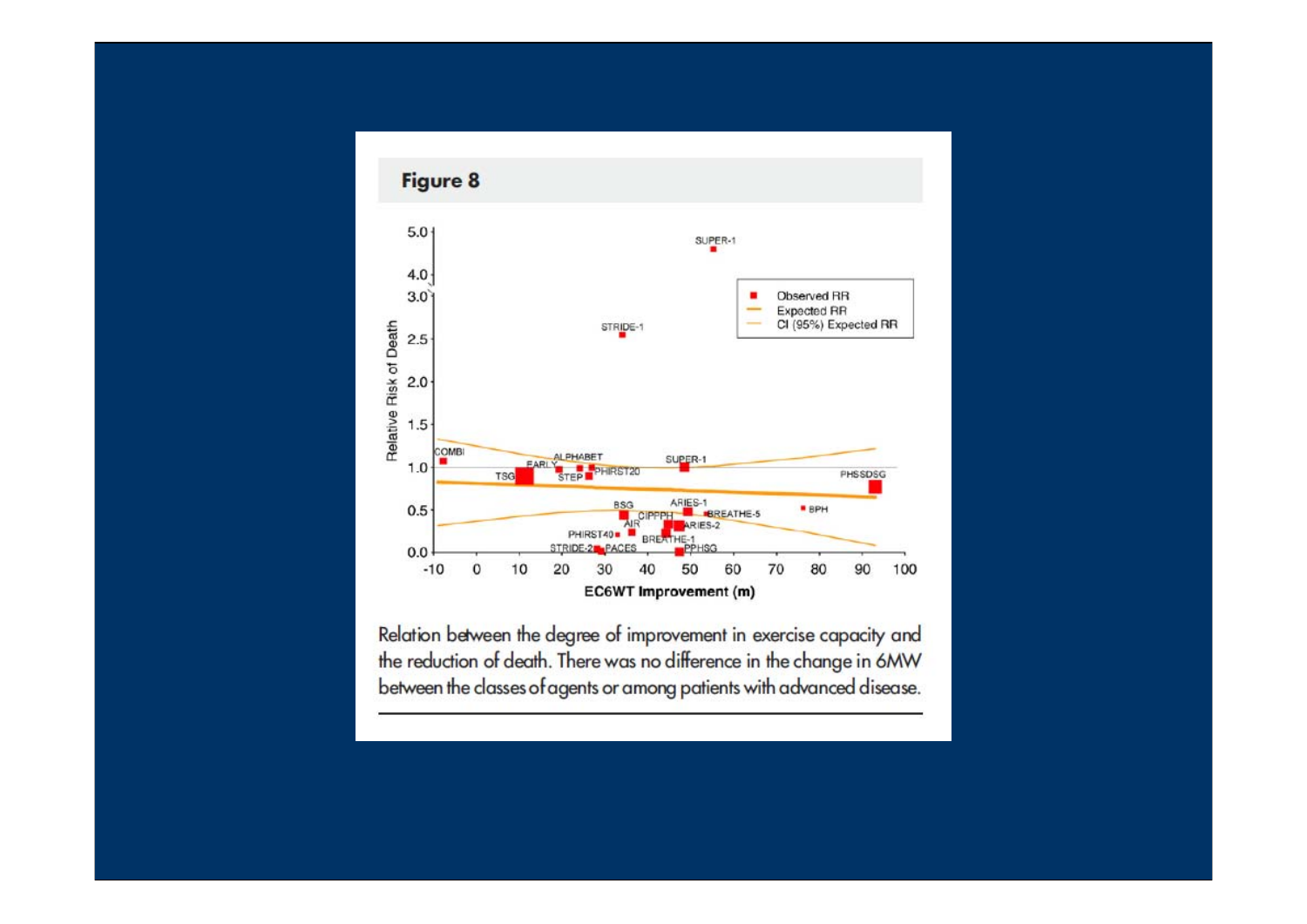**Figure 8**

Relation between the degree of improvement in exercise capacity and the reduction of death. There was no difference in the change in 6MW between the classes of agents or among patients with advanced disease.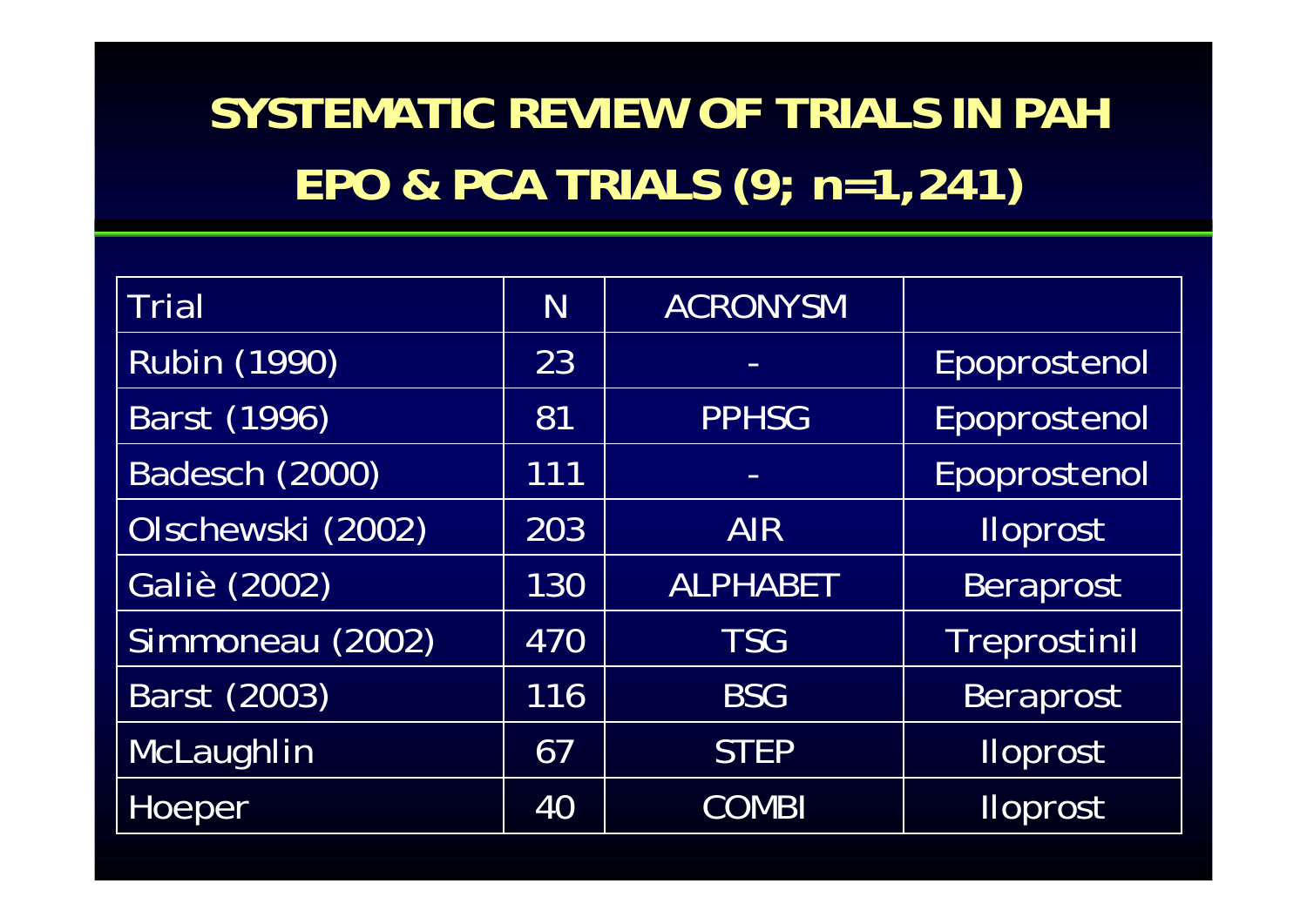# SYSTEMATIC REVIEW OF TRIALS IN PAH

## EPO & PCA TRIALS (9; n=1,241)

| Trial | N | ACRONYSM | |
|---|---|---|---|
| Rubin (1990) | 23 | - | Epoprostenol |
| Barst (1996) | 81 | PPHSG | Epoprostenol |
| Badesch (2000) | 111 | - | Epoprostenol |
| Olschewski (2002) | 203 | AIR | Iloprost |
| Galiè (2002) | 130 | ALPHABET | Beraprost |
| Simmoneau (2002) | 470 | TSG | Treprostinil |
| Barst (2003) | 116 | BSG | Beraprost |
| McLaughlin | 67 | STEP | Iloprost |
| Hoeper | 40 | COMBI | Iloprost |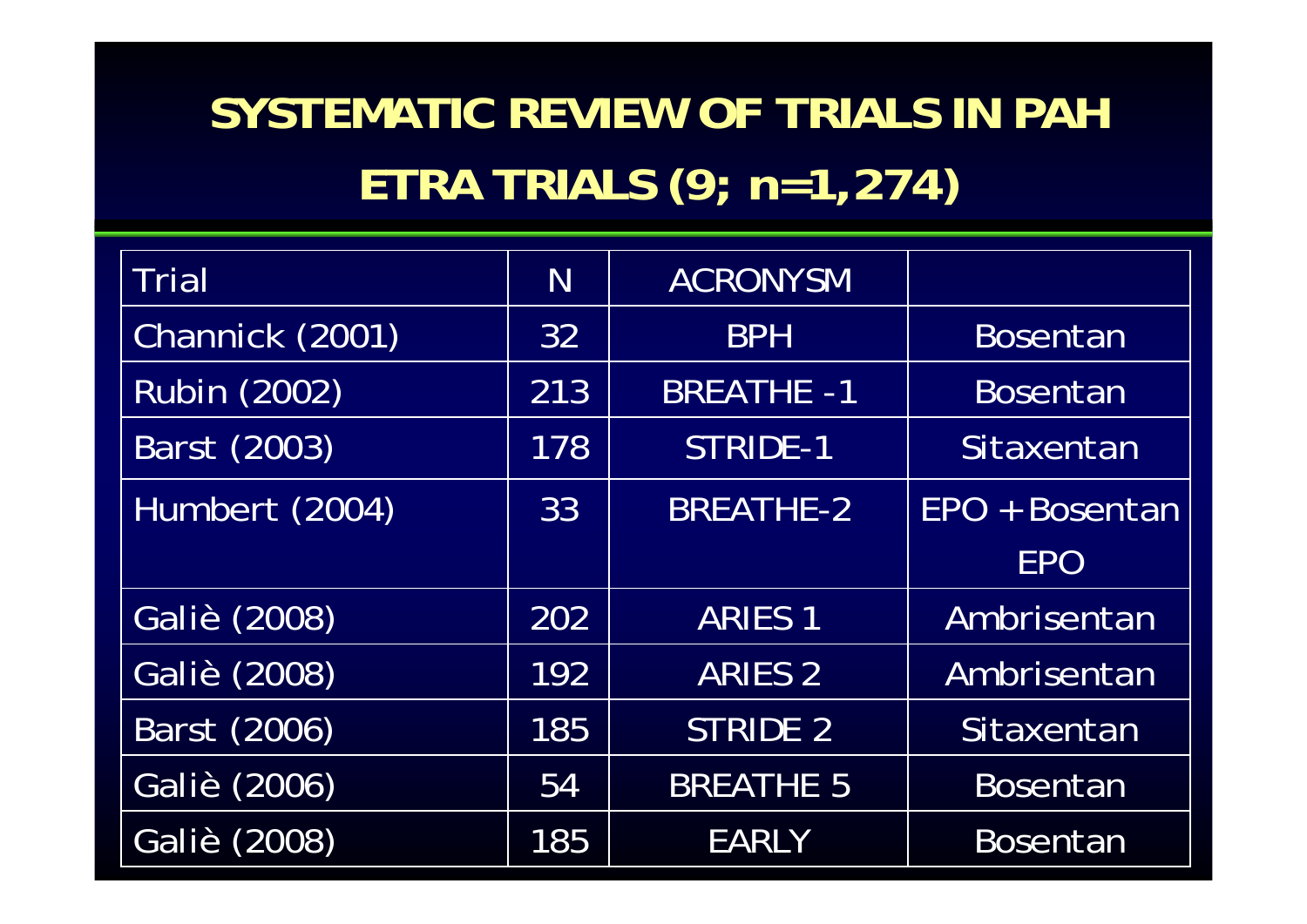# SYSTEMATIC REVIEW OF TRIALS IN PAH

## ETRA TRIALS (9; n=1,274)

| Trial | N | ACRONYSM | |
|---|---|---|---|
| Channick (2001) | 32 | BPH | Bosentan |
| Rubin (2002) | 213 | BREATHE -1 | Bosentan |
| Barst (2003) | 178 | STRIDE-1 | Sitaxentan |
| Humbert (2004) | 33 | BREATHE-2 | EPO + Bosentan EPO |
| Galiè (2008) | 202 | ARIES 1 | Ambrisentan |
| Galiè (2008) | 192 | ARIES 2 | Ambrisentan |
| Barst (2006) | 185 | STRIDE 2 | Sitaxentan |
| Galiè (2006) | 54 | BREATHE 5 | Bosentan |
| Galiè (2008) | 185 | EARLY | Bosentan |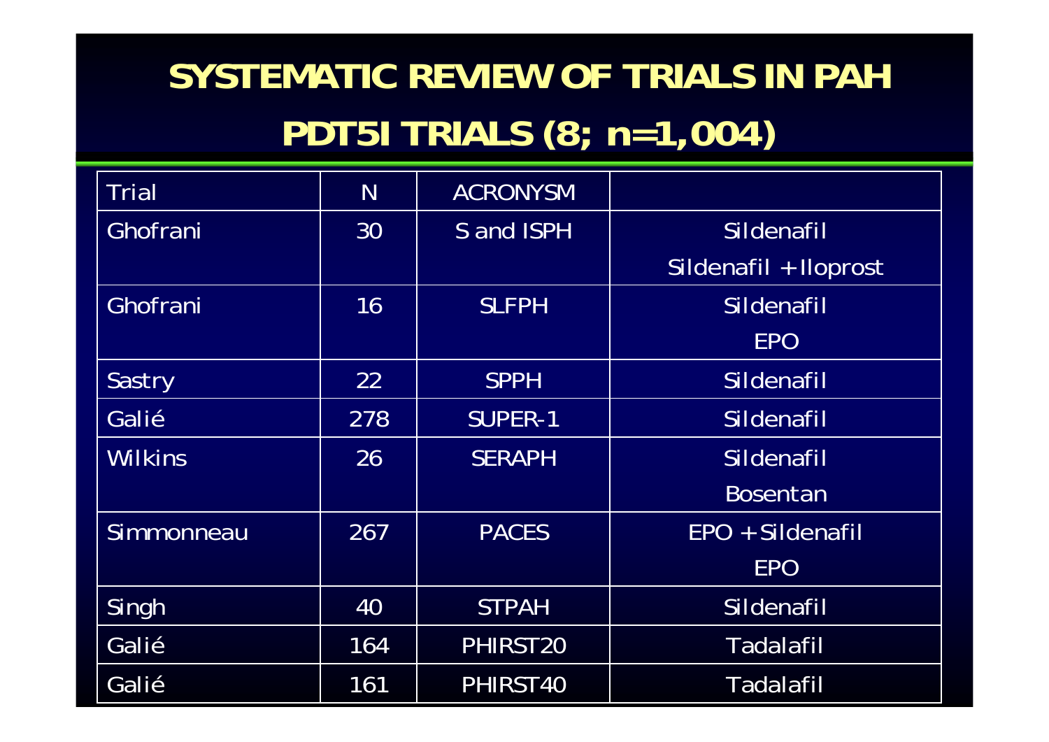# SYSTEMATIC REVIEW OF TRIALS IN PAH

## PDT5I TRIALS (8; n=1,004)

| Trial | N | ACRONYSM | |
|---|---|---|---|
| Ghofrani | 30 | S and ISPH | Sildenafil<br>Sildenafil + Iloprost |
| Ghofrani | 16 | SLFPH | Sildenafil<br>EPO |
| Sastry | 22 | SPPH | Sildenafil |
| Galié | 278 | SUPER-1 | Sildenafil |
| Wilkins | 26 | SERAPH | Sildenafil<br>Bosentan |
| Simmonneau | 267 | PACES | EPO + Sildenafil<br>EPO |
| Singh | 40 | STPAH | Sildenafil |
| Galié | 164 | PHIRST20 | Tadalafil |
| Galié | 161 | PHIRST40 | Tadalafil |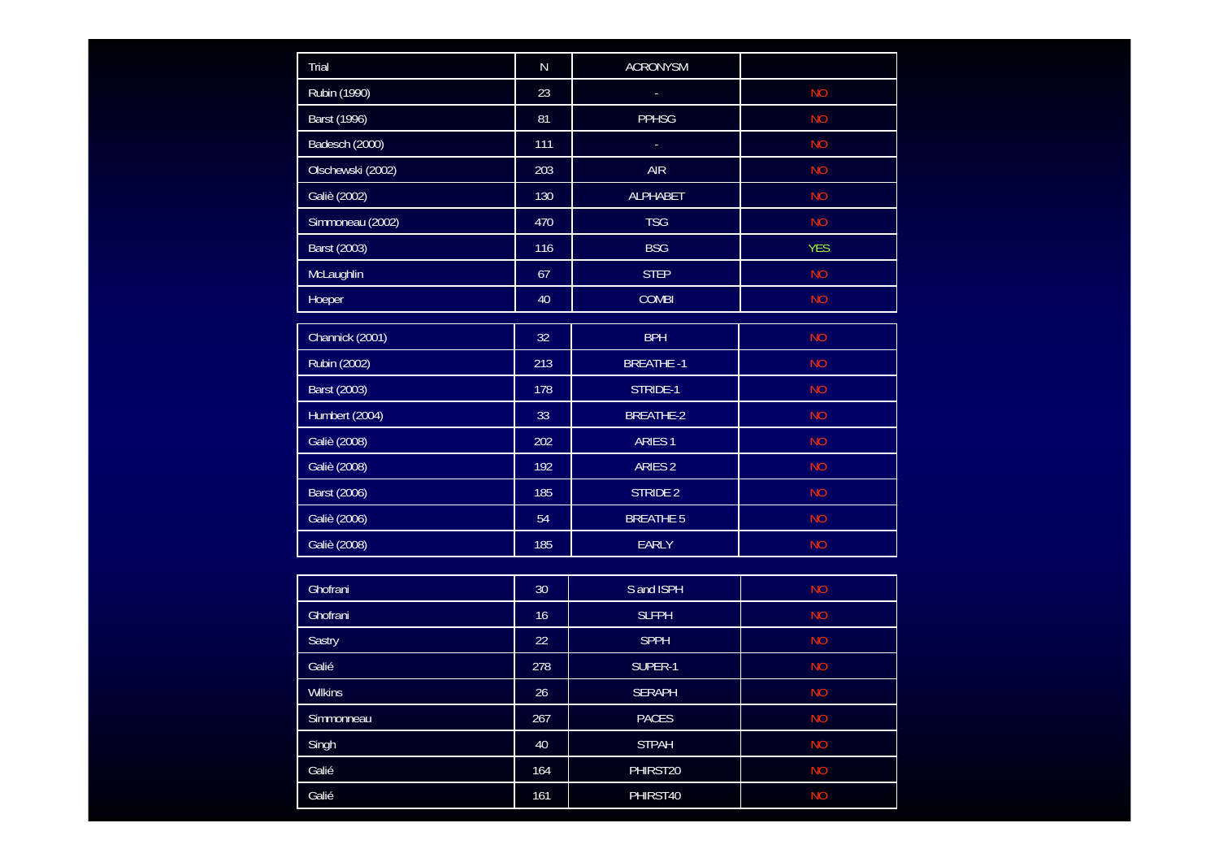| Trial | N | ACRONYSM | |
|---|---|---|---|
| Rubin (1990) | 23 | - | NO |
| Barst (1996) | 81 | PPHSG | NO |
| Badesch (2000) | 111 | - | NO |
| Olschewski (2002) | 203 | AIR | NO |
| Galiè (2002) | 130 | ALPHABET | NO |
| Simmoneau (2002) | 470 | TSG | NO |
| Barst (2003) | 116 | BSG | YES |
| McLaughlin | 67 | STEP | NO |
| Hoeper | 40 | COMBI | NO |
| Channick (2001) | 32 | BPH | NO |
| Rubin (2002) | 213 | BREATHE -1 | NO |
| Barst (2003) | 178 | STRIDE-1 | NO |
| Humbert (2004) | 33 | BREATHE-2 | NO |
| Galiè (2008) | 202 | ARIES 1 | NO |
| Galiè (2008) | 192 | ARIES 2 | NO |
| Barst (2006) | 185 | STRIDE 2 | NO |
| Galiè (2006) | 54 | BREATHE 5 | NO |
| Galiè (2008) | 185 | EARLY | NO |
| Ghofrani | 30 | S and ISPH | NO |
| Ghofrani | 16 | SLFPH | NO |
| Sastry | 22 | SPPH | NO |
| Galié | 278 | SUPER-1 | NO |
| Wilkins | 26 | SERAPH | NO |
| Simmonneau | 267 | PACES | NO |
| Singh | 40 | STPAH | NO |
| Galié | 164 | PHIRST20 | NO |
| Galié | 161 | PHIRST40 | NO |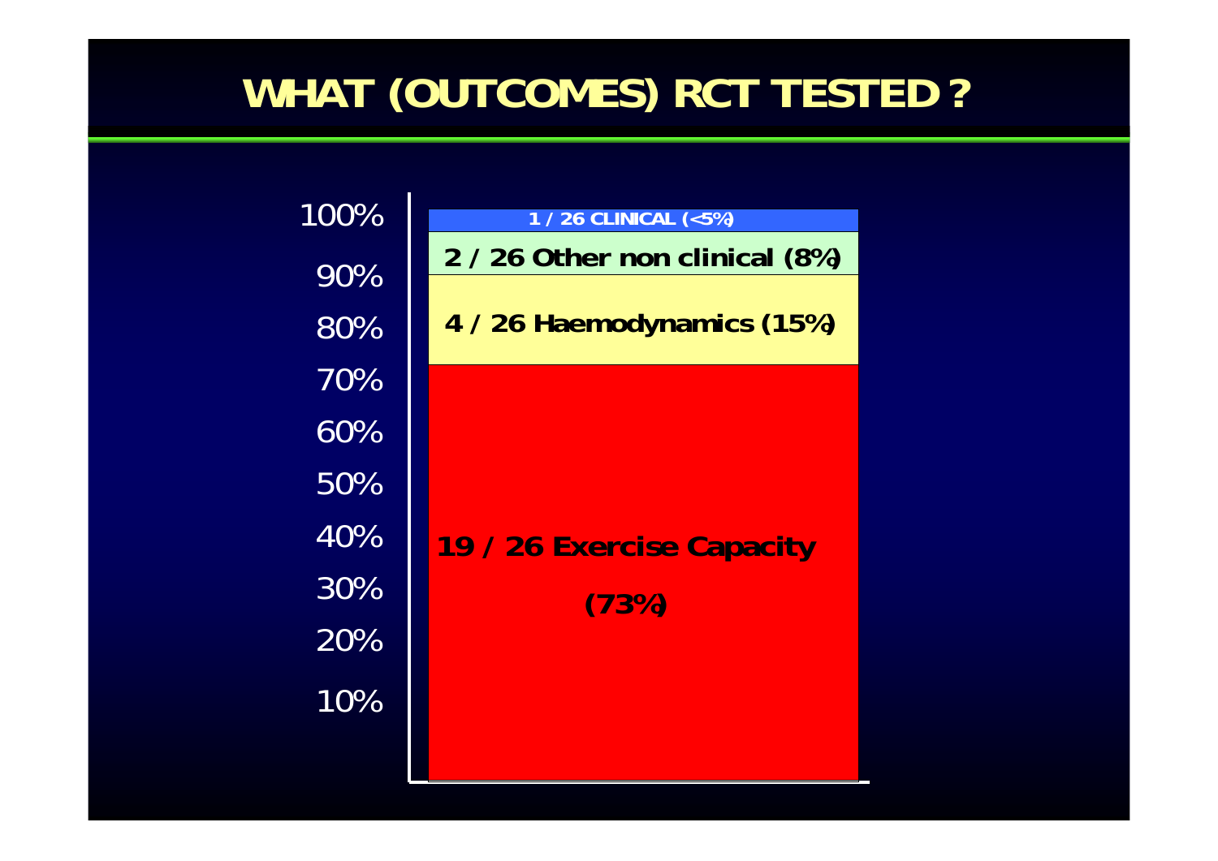# WHAT (OUTCOMES) RCT TESTED ?

| Outcome | Count | Percentage |
|---|---|---|
| CLINICAL | 1 / 26 | (<5%) |
| Other non clinical | 2 / 26 | (8%) |
| Haemodynamics | 4 / 26 | (15%) |
| Exercise Capacity | 19 / 26 | (73%) |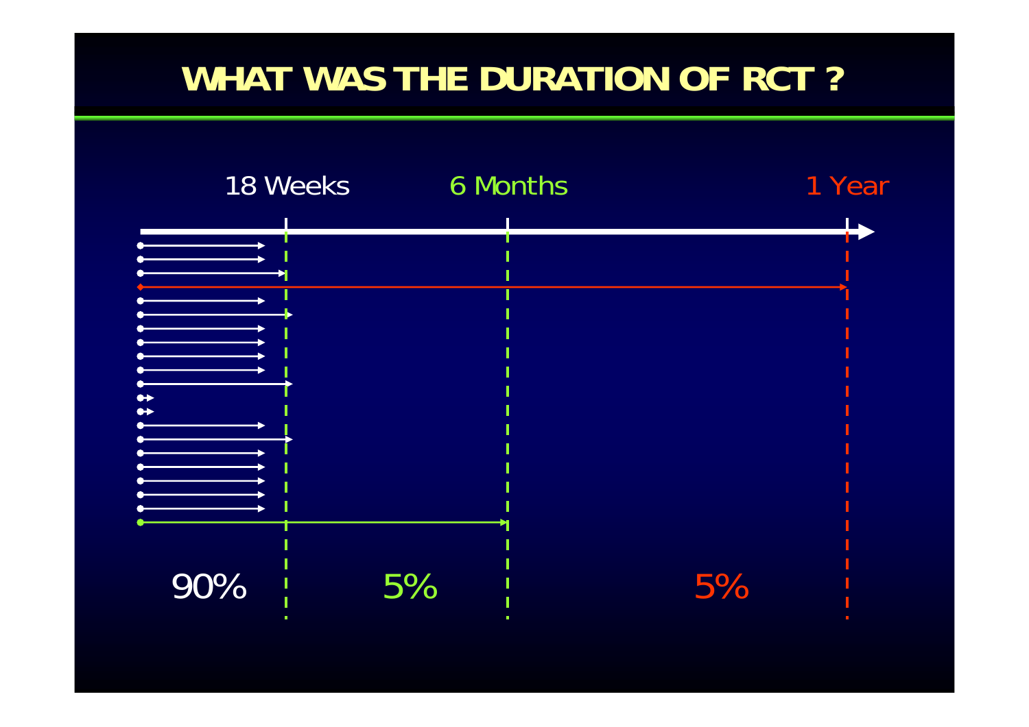# WHAT WAS THE DURATION OF RCT ?

18 Weeks

6 Months

1 Year

90%

5%

5%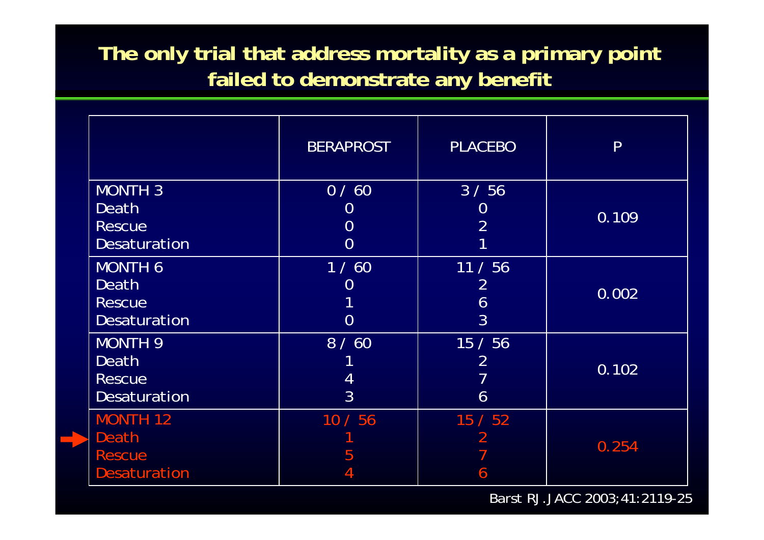## The only trial that address mortality as a primary point failed to demonstrate any benefit

| | BERAPROST | PLACEBO | P |
|---|---|---|---|
| MONTH 3 | 0 / 60 | 3 / 56 | 0.109 |
| Death | 0 | 0 | |
| Rescue | 0 | 2 | |
| Desaturation | 0 | 1 | |
| MONTH 6 | 1 / 60 | 11 / 56 | 0.002 |
| Death | 0 | 2 | |
| Rescue | 1 | 6 | |
| Desaturation | 0 | 3 | |
| MONTH 9 | 8 / 60 | 15 / 56 | 0.102 |
| Death | 1 | 2 | |
| Rescue | 4 | 7 | |
| Desaturation | 3 | 6 | |
| MONTH 12 | 10 / 56 | 15 / 52 | 0.254 |
| Death | 1 | 2 | |
| Rescue | 5 | 7 | |
| Desaturation | 4 | 6 | |

Barst RJ. JACC 2003;41:2119-25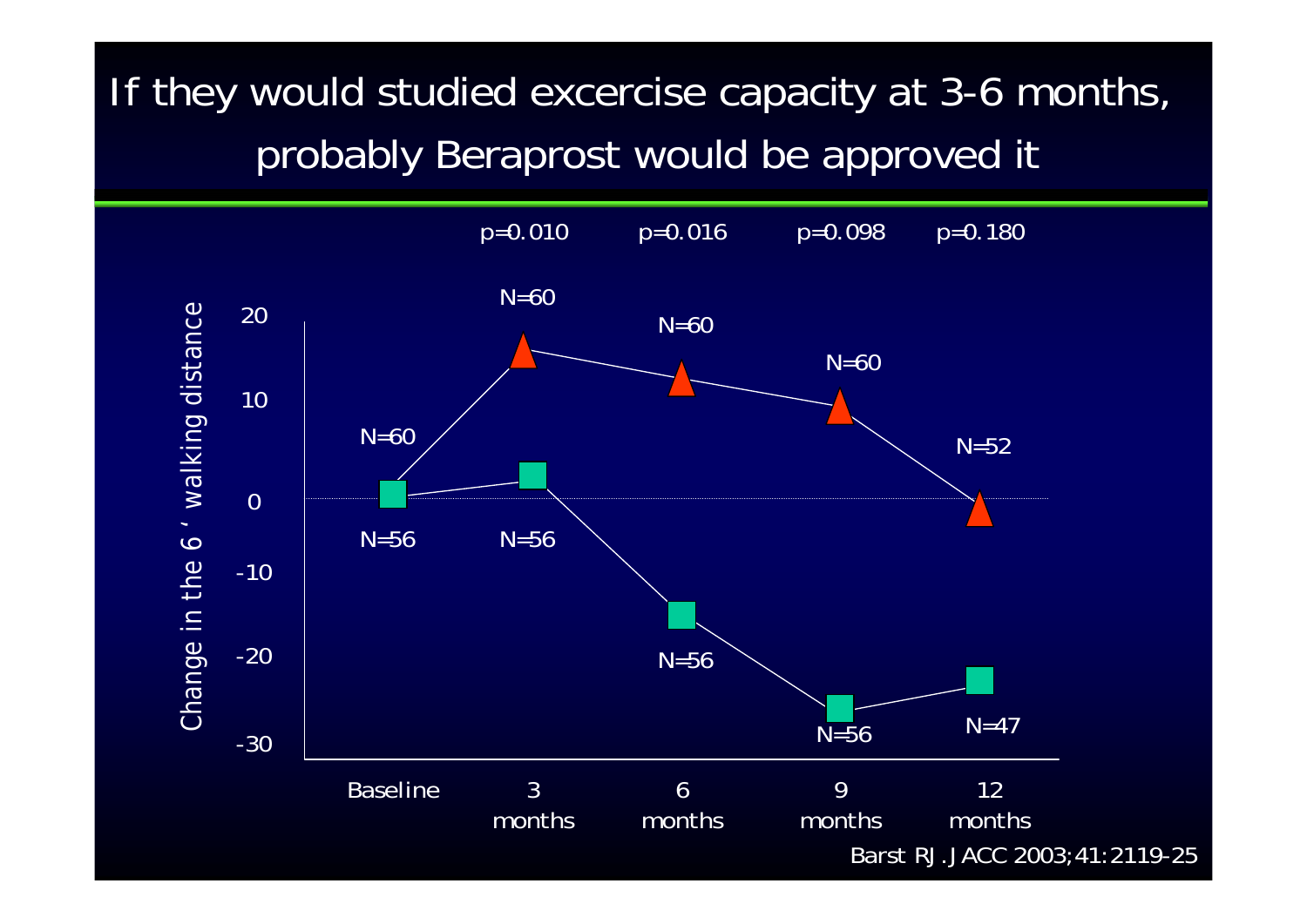# If they would studied excercise capacity at 3-6 months, probably Beraprost would be approved it

| | Baseline | 3 months | 6 months | 9 months | 12 months |
|---|---|---|---|---|---|
| p-value | | p=0.010 | p=0.016 | p=0.098 | p=0.180 |
| N (triangle) | N=60 | N=60 | N=60 | N=60 | N=52 |
| N (square) | N=56 | N=56 | N=56 | N=56 | N=47 |

Y-axis: Change in the 6 ' walking distance (20, 10, 0, -10, -20, -30)

Barst RJ. JACC 2003;41:2119-25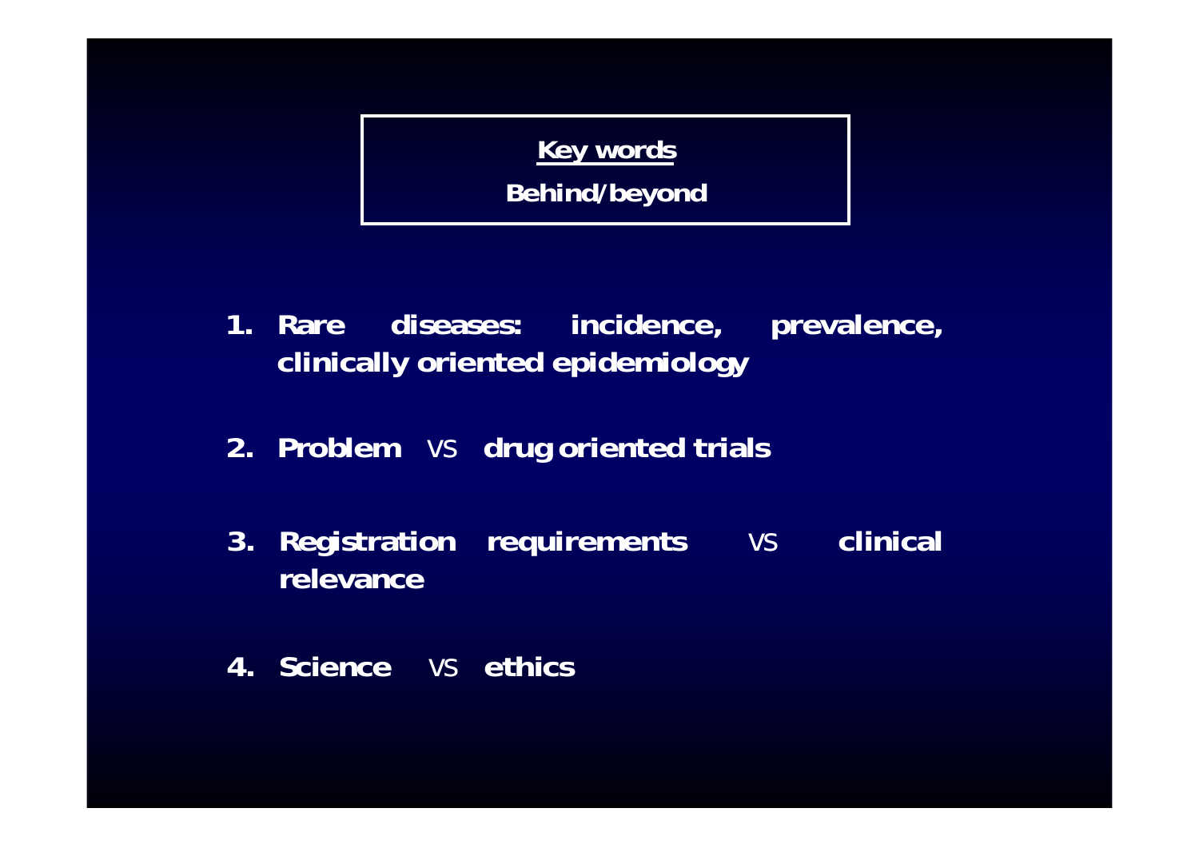**Key words**

**Behind/beyond**

1. **Rare diseases: incidence, prevalence, clinically oriented epidemiology**
2. **Problem** VS **drug oriented trials**
3. **Registration requirements** VS **clinical relevance**
4. **Science** VS **ethics**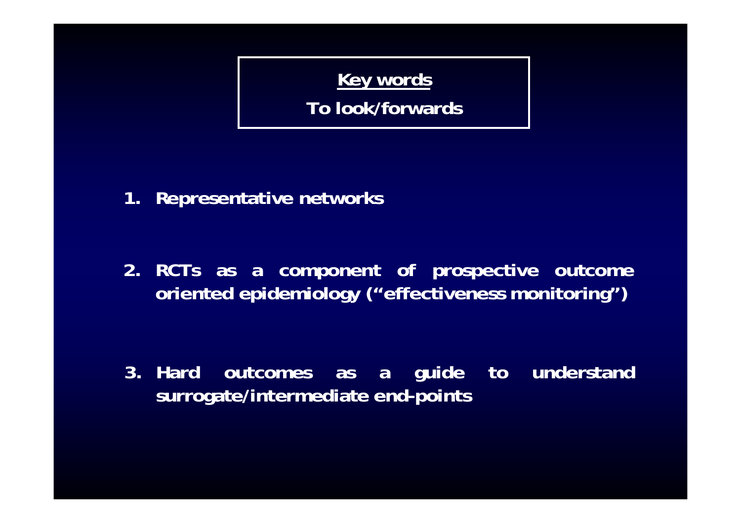**Key words**

**To look/forwards**

1. **Representative networks**

2. **RCTs as a component of prospective outcome oriented epidemiology ("effectiveness monitoring")**

3. **Hard outcomes as a guide to understand surrogate/intermediate end-points**